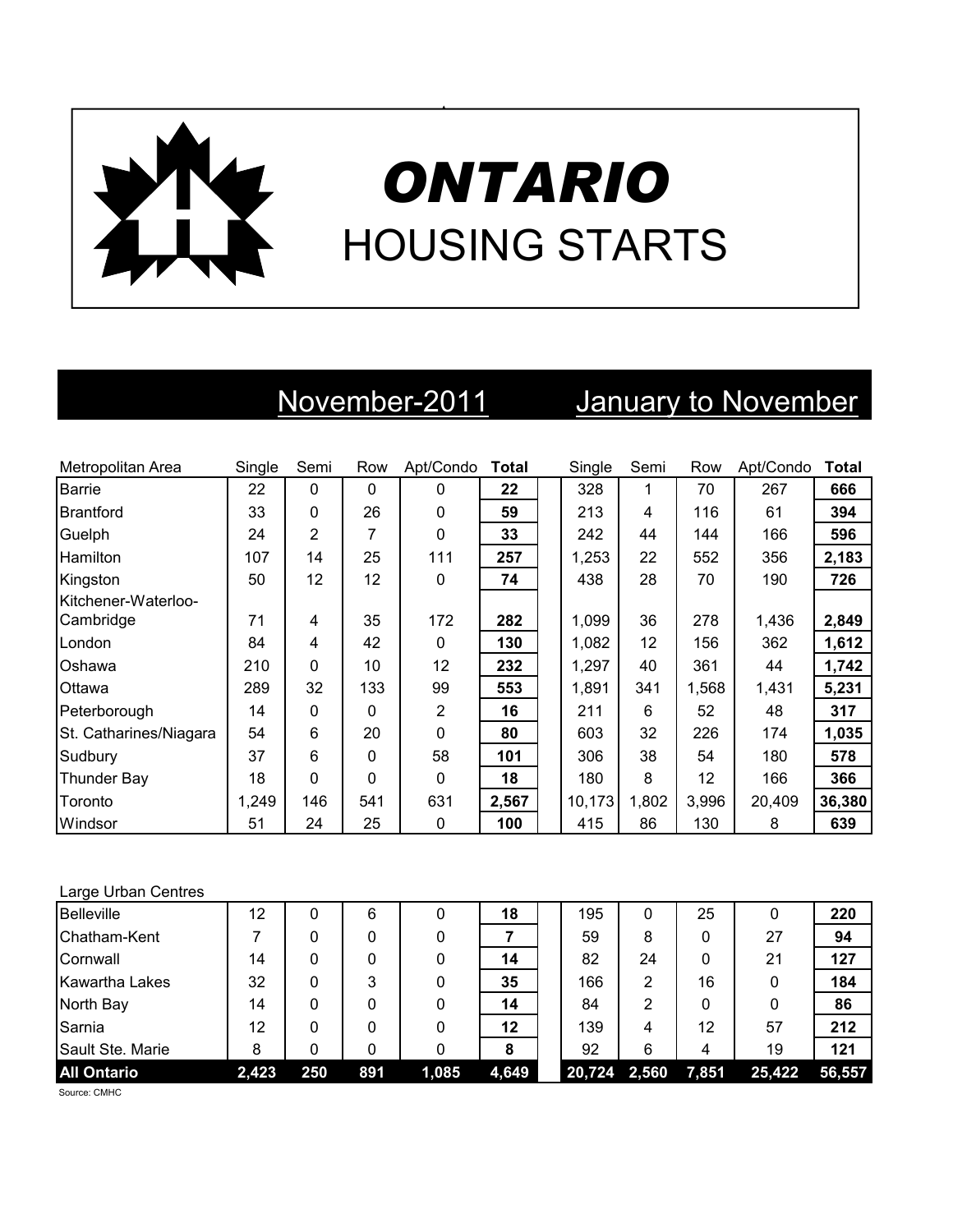# *ONTARIO*

# HOUSING STARTS

| | November-2011 | | | | | January to November | | | | |
|---|---|---|---|---|---|---|---|---|---|---|
| Metropolitan Area | Single | Semi | Row | Apt/Condo | **Total** | Single | Semi | Row | Apt/Condo | **Total** |
| Barrie | 22 | 0 | 0 | 0 | **22** | 328 | 1 | 70 | 267 | **666** |
| Brantford | 33 | 0 | 26 | 0 | **59** | 213 | 4 | 116 | 61 | **394** |
| Guelph | 24 | 2 | 7 | 0 | **33** | 242 | 44 | 144 | 166 | **596** |
| Hamilton | 107 | 14 | 25 | 111 | **257** | 1,253 | 22 | 552 | 356 | **2,183** |
| Kingston | 50 | 12 | 12 | 0 | **74** | 438 | 28 | 70 | 190 | **726** |
| Kitchener-Waterloo-Cambridge | 71 | 4 | 35 | 172 | **282** | 1,099 | 36 | 278 | 1,436 | **2,849** |
| London | 84 | 4 | 42 | 0 | **130** | 1,082 | 12 | 156 | 362 | **1,612** |
| Oshawa | 210 | 0 | 10 | 12 | **232** | 1,297 | 40 | 361 | 44 | **1,742** |
| Ottawa | 289 | 32 | 133 | 99 | **553** | 1,891 | 341 | 1,568 | 1,431 | **5,231** |
| Peterborough | 14 | 0 | 0 | 2 | **16** | 211 | 6 | 52 | 48 | **317** |
| St. Catharines/Niagara | 54 | 6 | 20 | 0 | **80** | 603 | 32 | 226 | 174 | **1,035** |
| Sudbury | 37 | 6 | 0 | 58 | **101** | 306 | 38 | 54 | 180 | **578** |
| Thunder Bay | 18 | 0 | 0 | 0 | **18** | 180 | 8 | 12 | 166 | **366** |
| Toronto | 1,249 | 146 | 541 | 631 | **2,567** | 10,173 | 1,802 | 3,996 | 20,409 | **36,380** |
| Windsor | 51 | 24 | 25 | 0 | **100** | 415 | 86 | 130 | 8 | **639** |
| Large Urban Centres | | | | | | | | | | |
| Belleville | 12 | 0 | 6 | 0 | **18** | 195 | 0 | 25 | 0 | **220** |
| Chatham-Kent | 7 | 0 | 0 | 0 | **7** | 59 | 8 | 0 | 27 | **94** |
| Cornwall | 14 | 0 | 0 | 0 | **14** | 82 | 24 | 0 | 21 | **127** |
| Kawartha Lakes | 32 | 0 | 3 | 0 | **35** | 166 | 2 | 16 | 0 | **184** |
| North Bay | 14 | 0 | 0 | 0 | **14** | 84 | 2 | 0 | 0 | **86** |
| Sarnia | 12 | 0 | 0 | 0 | **12** | 139 | 4 | 12 | 57 | **212** |
| Sault Ste. Marie | 8 | 0 | 0 | 0 | **8** | 92 | 6 | 4 | 19 | **121** |
| **All Ontario** | **2,423** | **250** | **891** | **1,085** | **4,649** | **20,724** | **2,560** | **7,851** | **25,422** | **56,557** |

Source: CMHC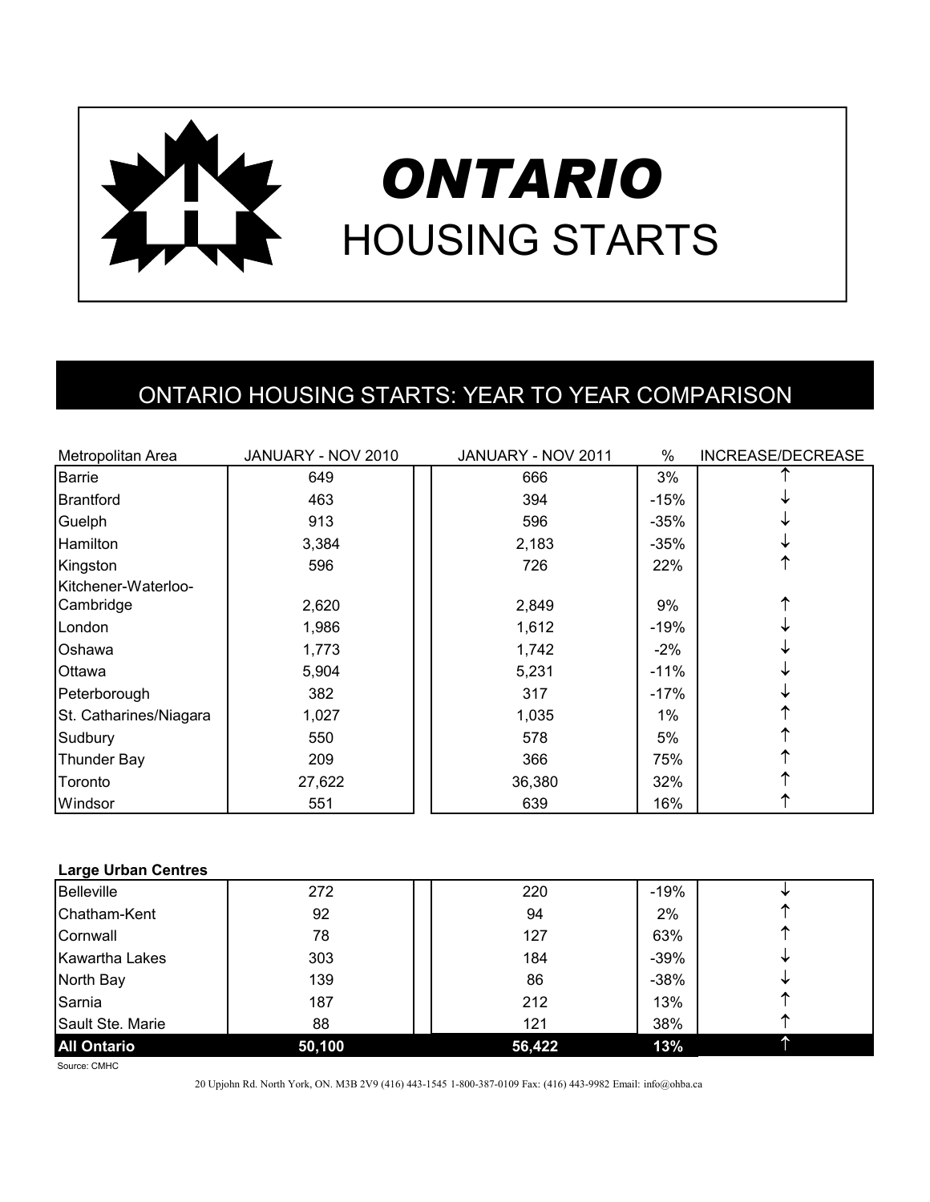# *ONTARIO*
# HOUSING STARTS

## ONTARIO HOUSING STARTS: YEAR TO YEAR COMPARISON

| Metropolitan Area | JANUARY - NOV 2010 | JANUARY - NOV 2011 | % | INCREASE/DECREASE |
|---|---|---|---|---|
| Barrie | 649 | 666 | 3% | ↑ |
| Brantford | 463 | 394 | -15% | ↓ |
| Guelph | 913 | 596 | -35% | ↓ |
| Hamilton | 3,384 | 2,183 | -35% | ↓ |
| Kingston | 596 | 726 | 22% | ↑ |
| Kitchener-Waterloo-Cambridge | 2,620 | 2,849 | 9% | ↑ |
| London | 1,986 | 1,612 | -19% | ↓ |
| Oshawa | 1,773 | 1,742 | -2% | ↓ |
| Ottawa | 5,904 | 5,231 | -11% | ↓ |
| Peterborough | 382 | 317 | -17% | ↓ |
| St. Catharines/Niagara | 1,027 | 1,035 | 1% | ↑ |
| Sudbury | 550 | 578 | 5% | ↑ |
| Thunder Bay | 209 | 366 | 75% | ↑ |
| Toronto | 27,622 | 36,380 | 32% | ↑ |
| Windsor | 551 | 639 | 16% | ↑ |
| **Large Urban Centres** | | | | |
| Belleville | 272 | 220 | -19% | ↓ |
| Chatham-Kent | 92 | 94 | 2% | ↑ |
| Cornwall | 78 | 127 | 63% | ↑ |
| Kawartha Lakes | 303 | 184 | -39% | ↓ |
| North Bay | 139 | 86 | -38% | ↓ |
| Sarnia | 187 | 212 | 13% | ↑ |
| Sault Ste. Marie | 88 | 121 | 38% | ↑ |
| **All Ontario** | **50,100** | **56,422** | **13%** | ↑ |

Source: CMHC

20 Upjohn Rd. North York, ON. M3B 2V9 (416) 443-1545 1-800-387-0109 Fax: (416) 443-9982 Email: info@ohba.ca